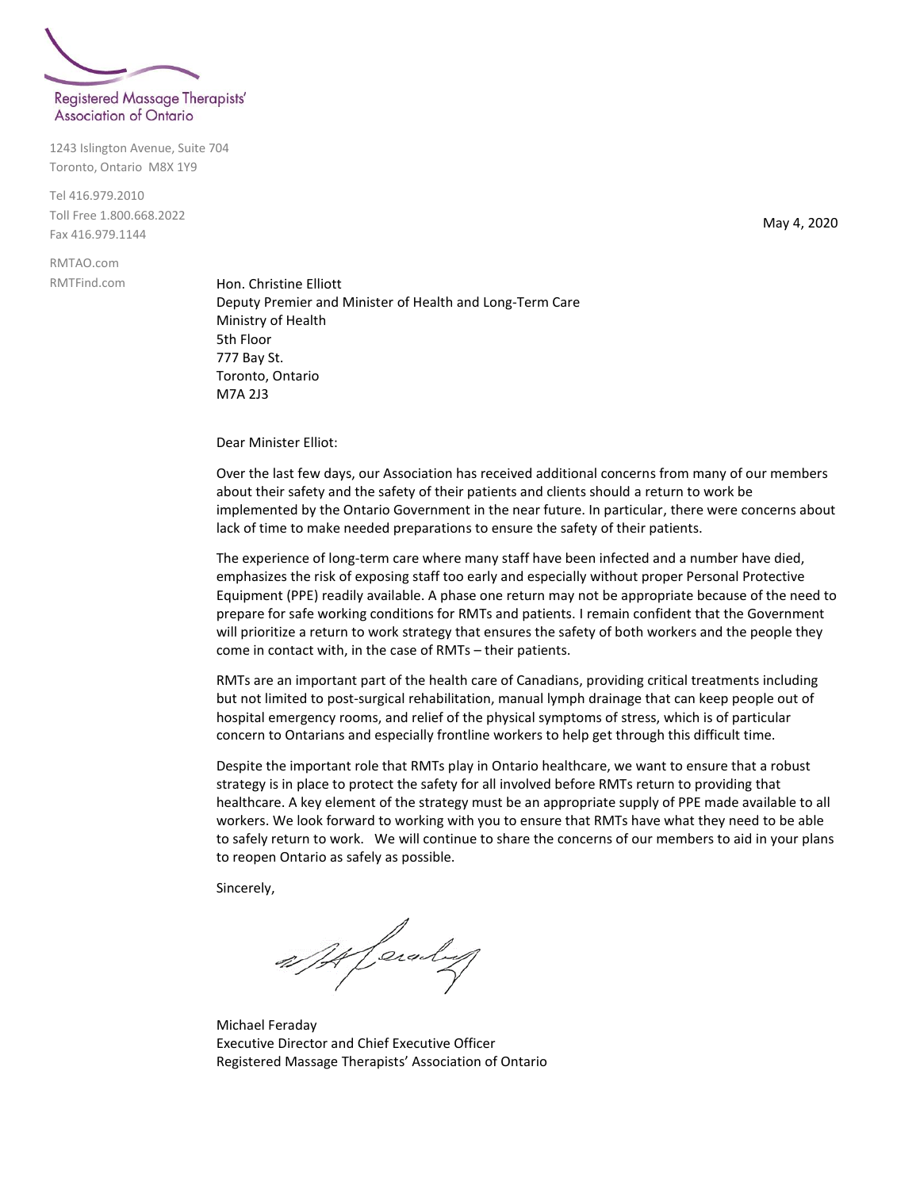Registered Massage Therapists' Association of Ontario

1243 Islington Avenue, Suite 704
Toronto, Ontario M8X 1Y9

Tel 416.979.2010
Toll Free 1.800.668.2022
Fax 416.979.1144

RMTAO.com
RMTFind.com

May 4, 2020

Hon. Christine Elliott
Deputy Premier and Minister of Health and Long-Term Care
Ministry of Health
5th Floor
777 Bay St.
Toronto, Ontario
M7A 2J3

Dear Minister Elliot:

Over the last few days, our Association has received additional concerns from many of our members about their safety and the safety of their patients and clients should a return to work be implemented by the Ontario Government in the near future. In particular, there were concerns about lack of time to make needed preparations to ensure the safety of their patients.

The experience of long-term care where many staff have been infected and a number have died, emphasizes the risk of exposing staff too early and especially without proper Personal Protective Equipment (PPE) readily available. A phase one return may not be appropriate because of the need to prepare for safe working conditions for RMTs and patients. I remain confident that the Government will prioritize a return to work strategy that ensures the safety of both workers and the people they come in contact with, in the case of RMTs – their patients.

RMTs are an important part of the health care of Canadians, providing critical treatments including but not limited to post-surgical rehabilitation, manual lymph drainage that can keep people out of hospital emergency rooms, and relief of the physical symptoms of stress, which is of particular concern to Ontarians and especially frontline workers to help get through this difficult time.

Despite the important role that RMTs play in Ontario healthcare, we want to ensure that a robust strategy is in place to protect the safety for all involved before RMTs return to providing that healthcare. A key element of the strategy must be an appropriate supply of PPE made available to all workers. We look forward to working with you to ensure that RMTs have what they need to be able to safely return to work. We will continue to share the concerns of our members to aid in your plans to reopen Ontario as safely as possible.

Sincerely,

Michael Feraday
Executive Director and Chief Executive Officer
Registered Massage Therapists' Association of Ontario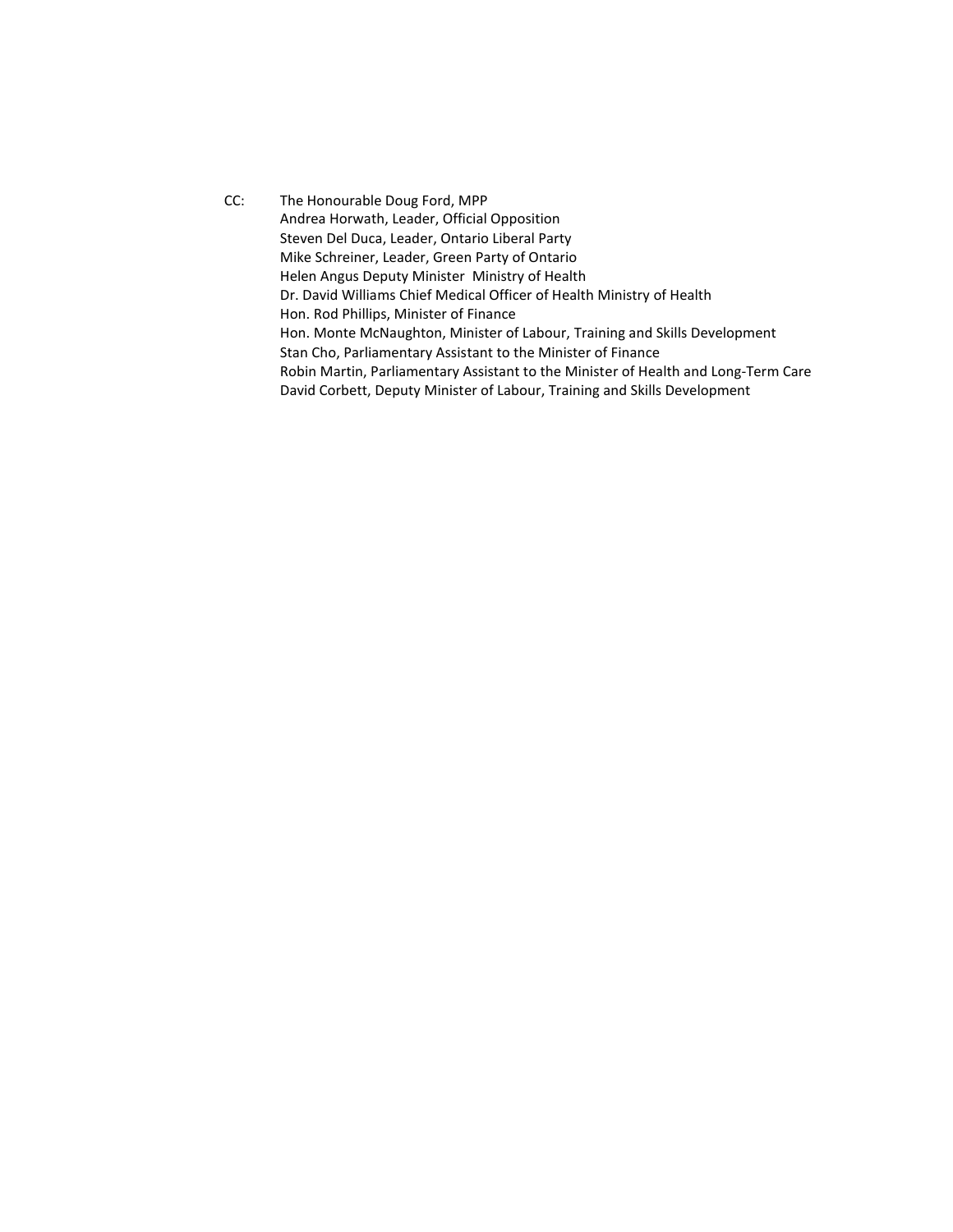CC: The Honourable Doug Ford, MPP
Andrea Horwath, Leader, Official Opposition
Steven Del Duca, Leader, Ontario Liberal Party
Mike Schreiner, Leader, Green Party of Ontario
Helen Angus Deputy Minister  Ministry of Health
Dr. David Williams Chief Medical Officer of Health Ministry of Health
Hon. Rod Phillips, Minister of Finance
Hon. Monte McNaughton, Minister of Labour, Training and Skills Development
Stan Cho, Parliamentary Assistant to the Minister of Finance
Robin Martin, Parliamentary Assistant to the Minister of Health and Long-Term Care
David Corbett, Deputy Minister of Labour, Training and Skills Development